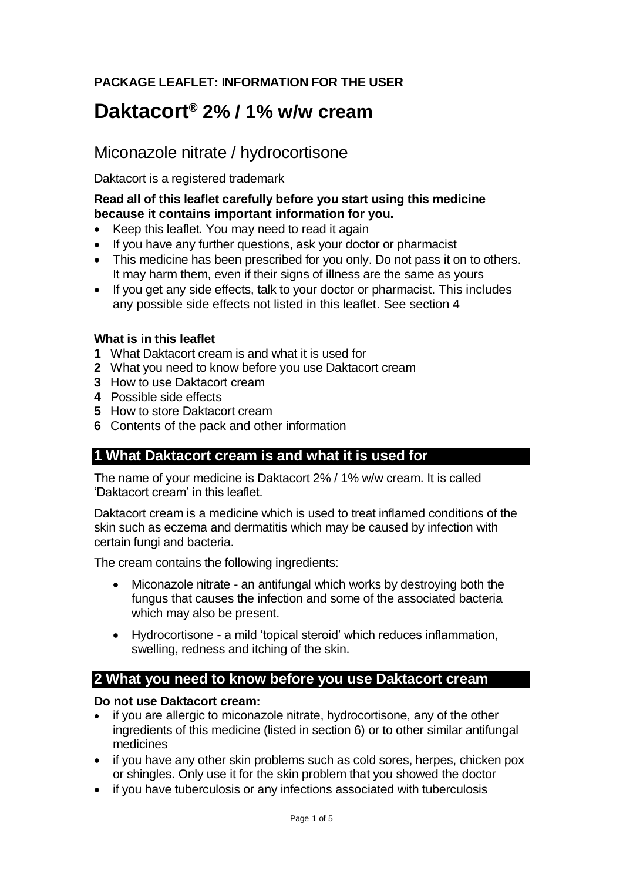**PACKAGE LEAFLET: INFORMATION FOR THE USER**

# Daktacort® 2% / 1% w/w cream

## Miconazole nitrate / hydrocortisone

Daktacort is a registered trademark

**Read all of this leaflet carefully before you start using this medicine because it contains important information for you.**

- Keep this leaflet. You may need to read it again
- If you have any further questions, ask your doctor or pharmacist
- This medicine has been prescribed for you only. Do not pass it on to others. It may harm them, even if their signs of illness are the same as yours
- If you get any side effects, talk to your doctor or pharmacist. This includes any possible side effects not listed in this leaflet. See section 4

**What is in this leaflet**

**1** What Daktacort cream is and what it is used for
**2** What you need to know before you use Daktacort cream
**3** How to use Daktacort cream
**4** Possible side effects
**5** How to store Daktacort cream
**6** Contents of the pack and other information

## 1 What Daktacort cream is and what it is used for

The name of your medicine is Daktacort 2% / 1% w/w cream. It is called 'Daktacort cream' in this leaflet.

Daktacort cream is a medicine which is used to treat inflamed conditions of the skin such as eczema and dermatitis which may be caused by infection with certain fungi and bacteria.

The cream contains the following ingredients:

- Miconazole nitrate - an antifungal which works by destroying both the fungus that causes the infection and some of the associated bacteria which may also be present.
- Hydrocortisone - a mild 'topical steroid' which reduces inflammation, swelling, redness and itching of the skin.

## 2 What you need to know before you use Daktacort cream

**Do not use Daktacort cream:**

- if you are allergic to miconazole nitrate, hydrocortisone, any of the other ingredients of this medicine (listed in section 6) or to other similar antifungal medicines
- if you have any other skin problems such as cold sores, herpes, chicken pox or shingles. Only use it for the skin problem that you showed the doctor
- if you have tuberculosis or any infections associated with tuberculosis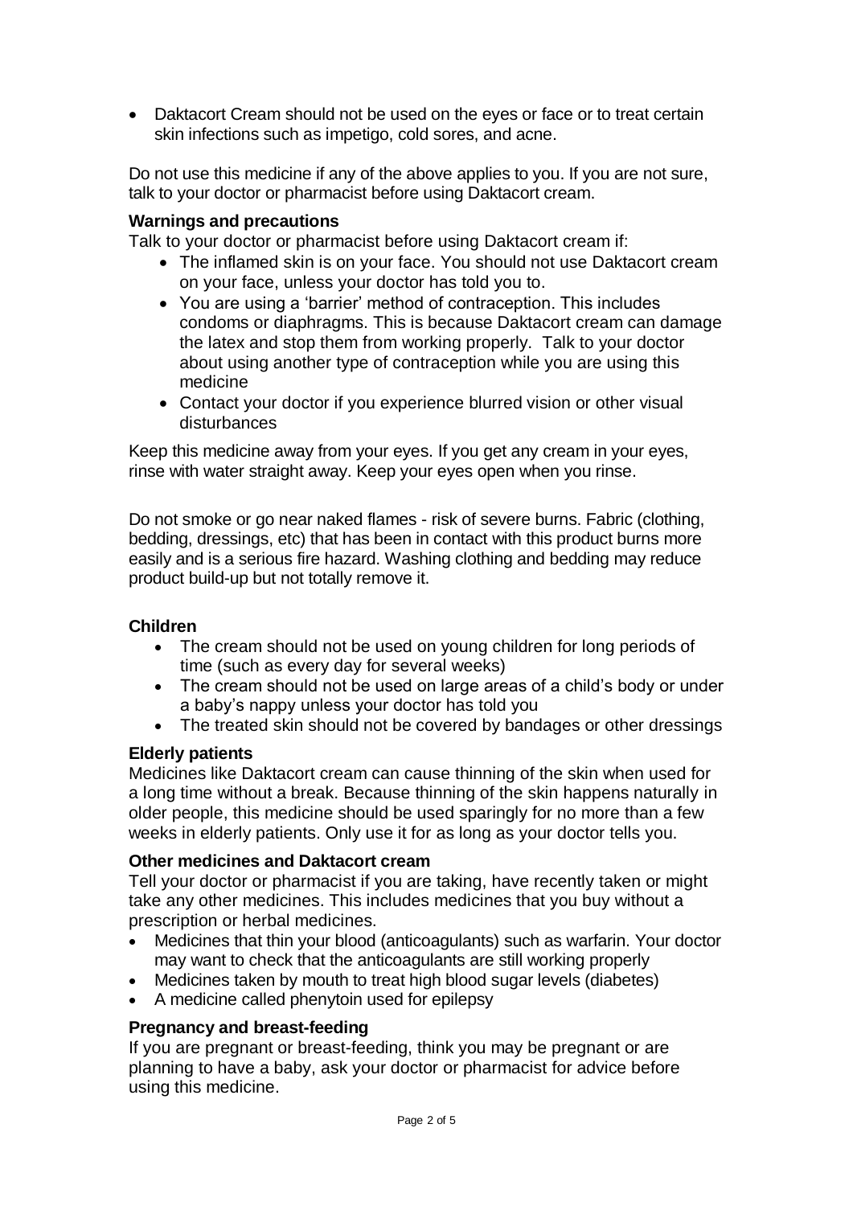- Daktacort Cream should not be used on the eyes or face or to treat certain skin infections such as impetigo, cold sores, and acne.

Do not use this medicine if any of the above applies to you. If you are not sure, talk to your doctor or pharmacist before using Daktacort cream.

**Warnings and precautions**

Talk to your doctor or pharmacist before using Daktacort cream if:

- The inflamed skin is on your face. You should not use Daktacort cream on your face, unless your doctor has told you to.
- You are using a 'barrier' method of contraception. This includes condoms or diaphragms. This is because Daktacort cream can damage the latex and stop them from working properly. Talk to your doctor about using another type of contraception while you are using this medicine
- Contact your doctor if you experience blurred vision or other visual disturbances

Keep this medicine away from your eyes. If you get any cream in your eyes, rinse with water straight away. Keep your eyes open when you rinse.

Do not smoke or go near naked flames - risk of severe burns. Fabric (clothing, bedding, dressings, etc) that has been in contact with this product burns more easily and is a serious fire hazard. Washing clothing and bedding may reduce product build-up but not totally remove it.

**Children**

- The cream should not be used on young children for long periods of time (such as every day for several weeks)
- The cream should not be used on large areas of a child's body or under a baby's nappy unless your doctor has told you
- The treated skin should not be covered by bandages or other dressings

**Elderly patients**

Medicines like Daktacort cream can cause thinning of the skin when used for a long time without a break. Because thinning of the skin happens naturally in older people, this medicine should be used sparingly for no more than a few weeks in elderly patients. Only use it for as long as your doctor tells you.

**Other medicines and Daktacort cream**

Tell your doctor or pharmacist if you are taking, have recently taken or might take any other medicines. This includes medicines that you buy without a prescription or herbal medicines.

- Medicines that thin your blood (anticoagulants) such as warfarin. Your doctor may want to check that the anticoagulants are still working properly
- Medicines taken by mouth to treat high blood sugar levels (diabetes)
- A medicine called phenytoin used for epilepsy

**Pregnancy and breast-feeding**

If you are pregnant or breast-feeding, think you may be pregnant or are planning to have a baby, ask your doctor or pharmacist for advice before using this medicine.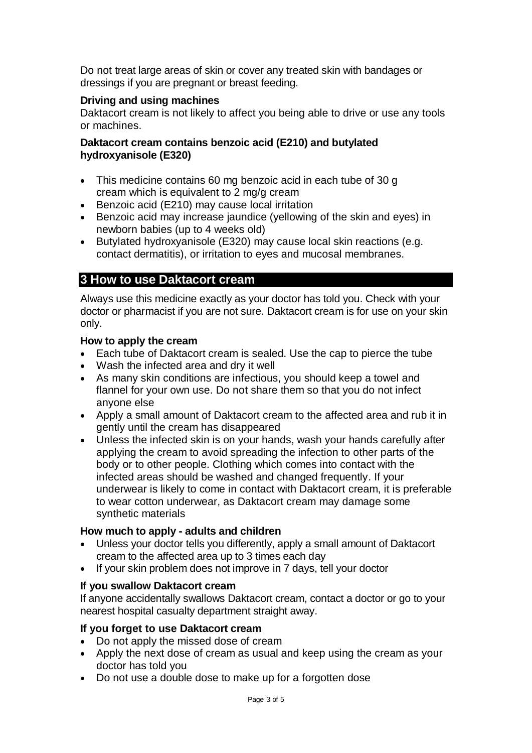Do not treat large areas of skin or cover any treated skin with bandages or dressings if you are pregnant or breast feeding.

**Driving and using machines**

Daktacort cream is not likely to affect you being able to drive or use any tools or machines.

**Daktacort cream contains benzoic acid (E210) and butylated hydroxyanisole (E320)**

- This medicine contains 60 mg benzoic acid in each tube of 30 g cream which is equivalent to 2 mg/g cream
- Benzoic acid (E210) may cause local irritation
- Benzoic acid may increase jaundice (yellowing of the skin and eyes) in newborn babies (up to 4 weeks old)
- Butylated hydroxyanisole (E320) may cause local skin reactions (e.g. contact dermatitis), or irritation to eyes and mucosal membranes.

## 3 How to use Daktacort cream

Always use this medicine exactly as your doctor has told you. Check with your doctor or pharmacist if you are not sure. Daktacort cream is for use on your skin only.

**How to apply the cream**

- Each tube of Daktacort cream is sealed. Use the cap to pierce the tube
- Wash the infected area and dry it well
- As many skin conditions are infectious, you should keep a towel and flannel for your own use. Do not share them so that you do not infect anyone else
- Apply a small amount of Daktacort cream to the affected area and rub it in gently until the cream has disappeared
- Unless the infected skin is on your hands, wash your hands carefully after applying the cream to avoid spreading the infection to other parts of the body or to other people. Clothing which comes into contact with the infected areas should be washed and changed frequently. If your underwear is likely to come in contact with Daktacort cream, it is preferable to wear cotton underwear, as Daktacort cream may damage some synthetic materials

**How much to apply - adults and children**

- Unless your doctor tells you differently, apply a small amount of Daktacort cream to the affected area up to 3 times each day
- If your skin problem does not improve in 7 days, tell your doctor

**If you swallow Daktacort cream**

If anyone accidentally swallows Daktacort cream, contact a doctor or go to your nearest hospital casualty department straight away.

**If you forget to use Daktacort cream**

- Do not apply the missed dose of cream
- Apply the next dose of cream as usual and keep using the cream as your doctor has told you
- Do not use a double dose to make up for a forgotten dose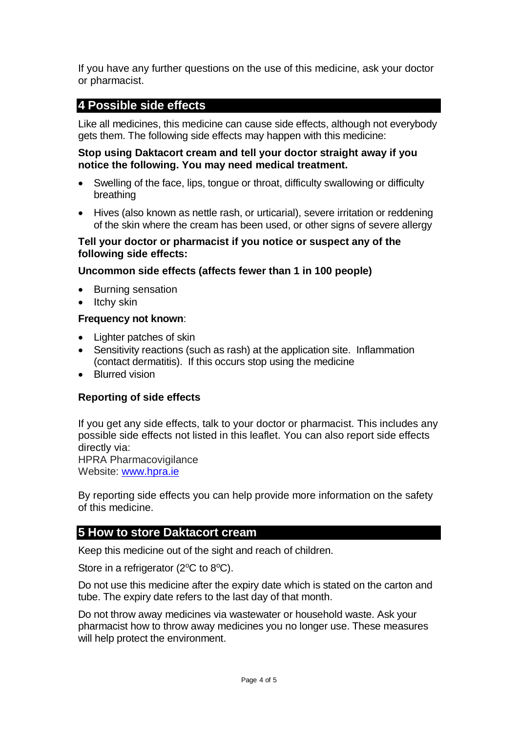If you have any further questions on the use of this medicine, ask your doctor or pharmacist.

## 4 Possible side effects

Like all medicines, this medicine can cause side effects, although not everybody gets them. The following side effects may happen with this medicine:

**Stop using Daktacort cream and tell your doctor straight away if you notice the following. You may need medical treatment.**

- Swelling of the face, lips, tongue or throat, difficulty swallowing or difficulty breathing
- Hives (also known as nettle rash, or urticarial), severe irritation or reddening of the skin where the cream has been used, or other signs of severe allergy

**Tell your doctor or pharmacist if you notice or suspect any of the following side effects:**

**Uncommon side effects (affects fewer than 1 in 100 people)**

- Burning sensation
- Itchy skin

**Frequency not known**:

- Lighter patches of skin
- Sensitivity reactions (such as rash) at the application site. Inflammation (contact dermatitis). If this occurs stop using the medicine
- Blurred vision

**Reporting of side effects**

If you get any side effects, talk to your doctor or pharmacist. This includes any possible side effects not listed in this leaflet. You can also report side effects directly via:
HPRA Pharmacovigilance
Website: www.hpra.ie

By reporting side effects you can help provide more information on the safety of this medicine.

## 5 How to store Daktacort cream

Keep this medicine out of the sight and reach of children.

Store in a refrigerator (2°C to 8°C).

Do not use this medicine after the expiry date which is stated on the carton and tube. The expiry date refers to the last day of that month.

Do not throw away medicines via wastewater or household waste. Ask your pharmacist how to throw away medicines you no longer use. These measures will help protect the environment.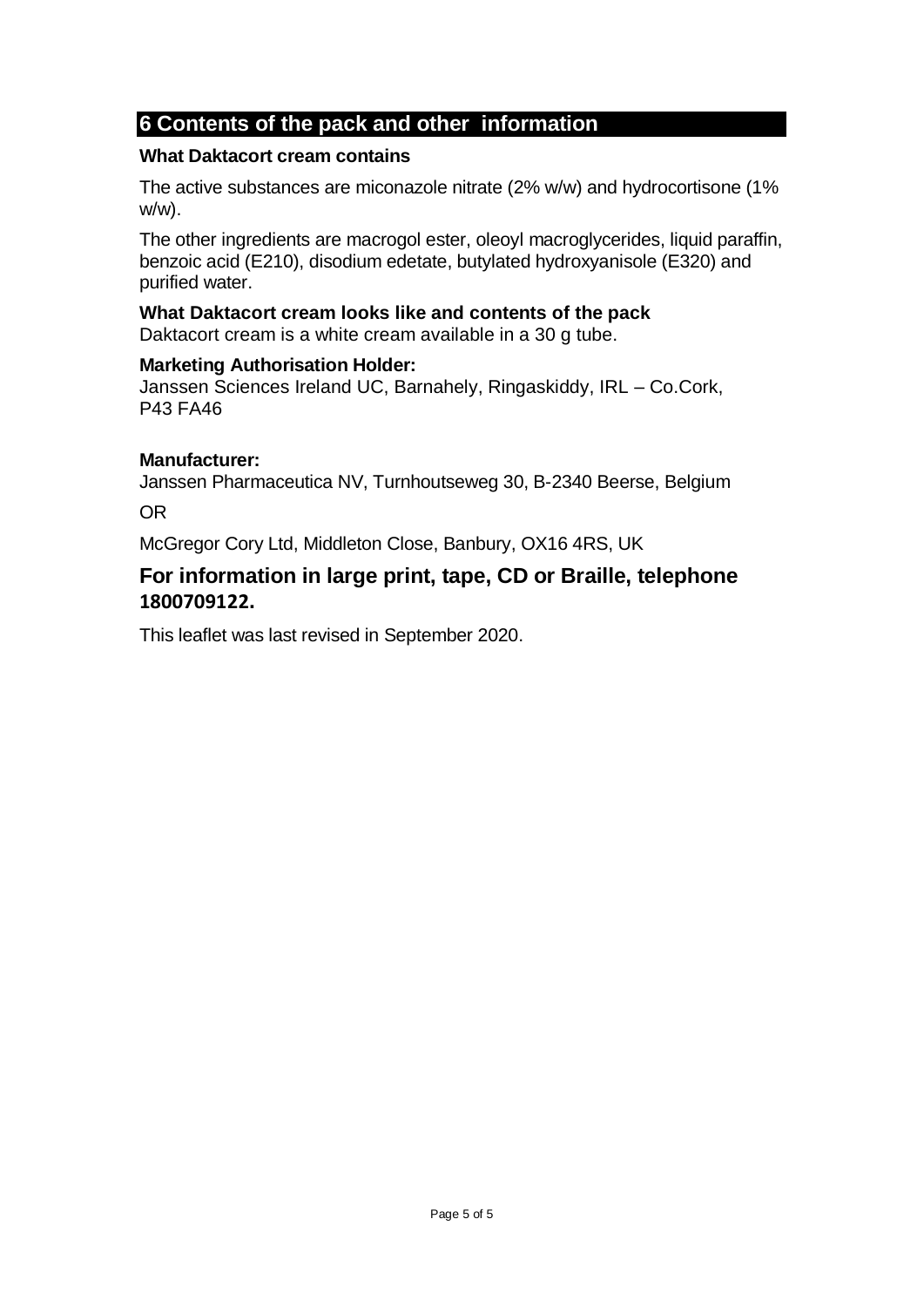## 6 Contents of the pack and other information

**What Daktacort cream contains**

The active substances are miconazole nitrate (2% w/w) and hydrocortisone (1% w/w).

The other ingredients are macrogol ester, oleoyl macroglycerides, liquid paraffin, benzoic acid (E210), disodium edetate, butylated hydroxyanisole (E320) and purified water.

**What Daktacort cream looks like and contents of the pack**
Daktacort cream is a white cream available in a 30 g tube.

**Marketing Authorisation Holder:**
Janssen Sciences Ireland UC, Barnahely, Ringaskiddy, IRL – Co.Cork, P43 FA46

**Manufacturer:**
Janssen Pharmaceutica NV, Turnhoutseweg 30, B-2340 Beerse, Belgium

OR

McGregor Cory Ltd, Middleton Close, Banbury, OX16 4RS, UK

### For information in large print, tape, CD or Braille, telephone 1800709122.

This leaflet was last revised in September 2020.